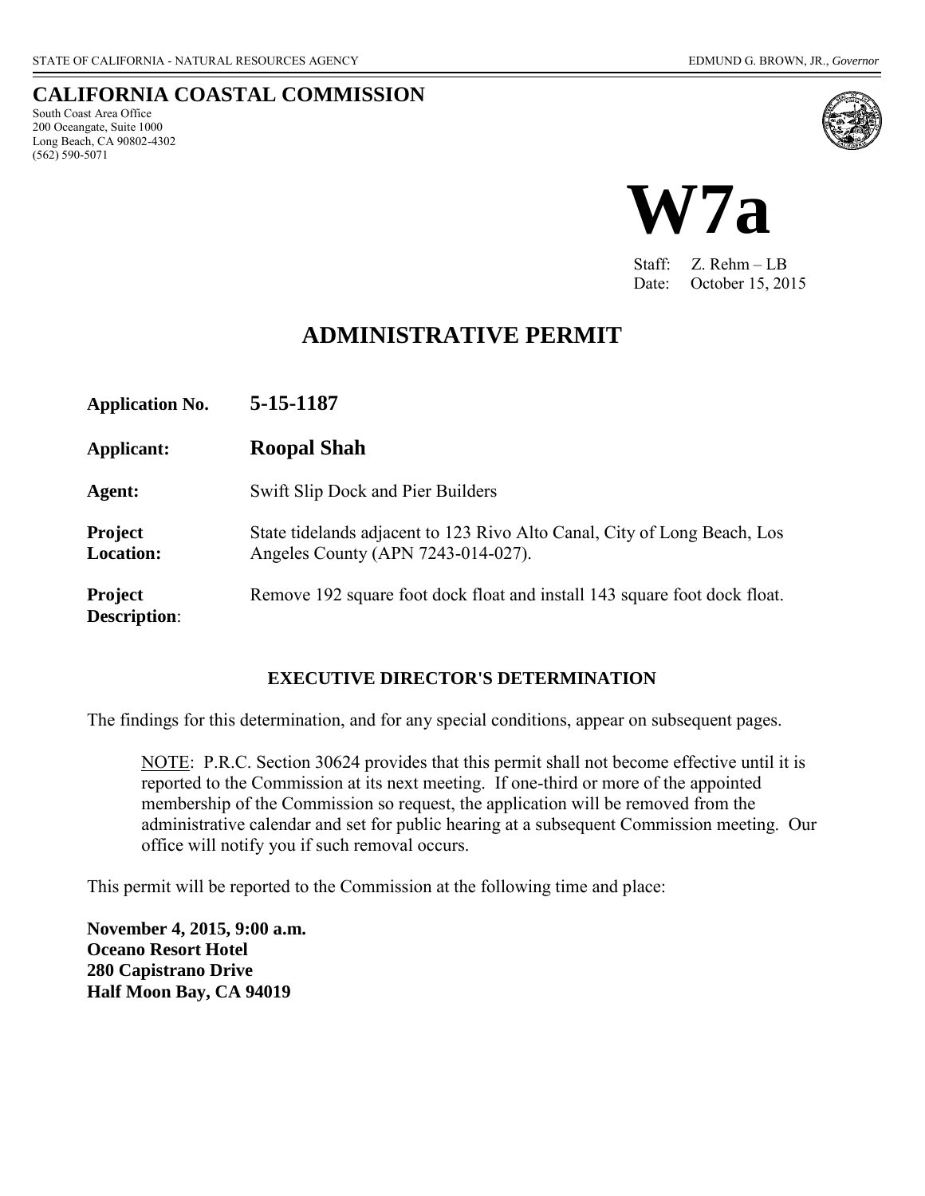STATE OF CALIFORNIA - NATURAL RESOURCES AGENCY EDMUND G. BROWN, JR., *Governor*

# CALIFORNIA COASTAL COMMISSION

South Coast Area Office
200 Oceangate, Suite 1000
Long Beach, CA 90802-4302
(562) 590-5071

# W7a

Staff: Z. Rehm – LB
Date: October 15, 2015

## ADMINISTRATIVE PERMIT

| | |
|---|---|
| **Application No.** | **5-15-1187** |
| **Applicant:** | **Roopal Shah** |
| **Agent:** | Swift Slip Dock and Pier Builders |
| **Project Location:** | State tidelands adjacent to 123 Rivo Alto Canal, City of Long Beach, Los Angeles County (APN 7243-014-027). |
| **Project Description**: | Remove 192 square foot dock float and install 143 square foot dock float. |

### EXECUTIVE DIRECTOR'S DETERMINATION

The findings for this determination, and for any special conditions, appear on subsequent pages.

> NOTE: P.R.C. Section 30624 provides that this permit shall not become effective until it is reported to the Commission at its next meeting. If one-third or more of the appointed membership of the Commission so request, the application will be removed from the administrative calendar and set for public hearing at a subsequent Commission meeting. Our office will notify you if such removal occurs.

This permit will be reported to the Commission at the following time and place:

**November 4, 2015, 9:00 a.m.**
**Oceano Resort Hotel**
**280 Capistrano Drive**
**Half Moon Bay, CA 94019**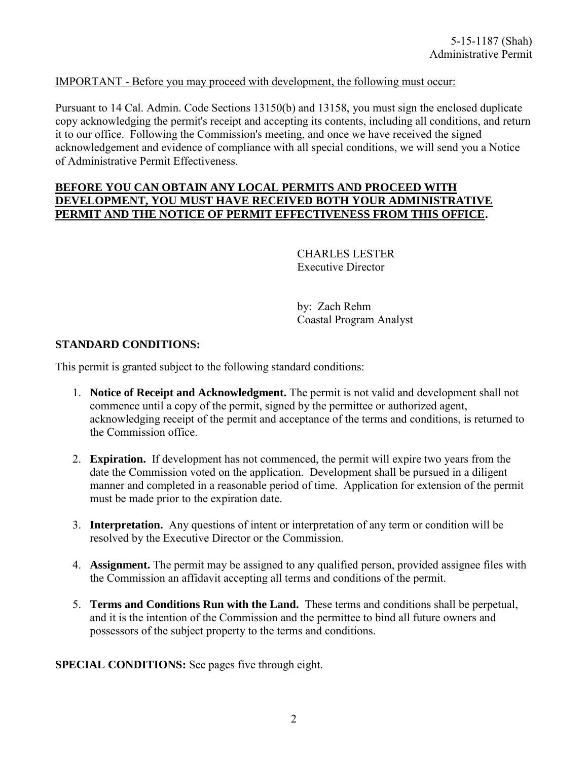IMPORTANT - Before you may proceed with development, the following must occur:

Pursuant to 14 Cal. Admin. Code Sections 13150(b) and 13158, you must sign the enclosed duplicate copy acknowledging the permit's receipt and accepting its contents, including all conditions, and return it to our office. Following the Commission's meeting, and once we have received the signed acknowledgement and evidence of compliance with all special conditions, we will send you a Notice of Administrative Permit Effectiveness.

**BEFORE YOU CAN OBTAIN ANY LOCAL PERMITS AND PROCEED WITH DEVELOPMENT, YOU MUST HAVE RECEIVED BOTH YOUR ADMINISTRATIVE PERMIT AND THE NOTICE OF PERMIT EFFECTIVENESS FROM THIS OFFICE.**

CHARLES LESTER
Executive Director

by: Zach Rehm
Coastal Program Analyst

## STANDARD CONDITIONS:

This permit is granted subject to the following standard conditions:

1. **Notice of Receipt and Acknowledgment.** The permit is not valid and development shall not commence until a copy of the permit, signed by the permittee or authorized agent, acknowledging receipt of the permit and acceptance of the terms and conditions, is returned to the Commission office.

2. **Expiration.** If development has not commenced, the permit will expire two years from the date the Commission voted on the application. Development shall be pursued in a diligent manner and completed in a reasonable period of time. Application for extension of the permit must be made prior to the expiration date.

3. **Interpretation.** Any questions of intent or interpretation of any term or condition will be resolved by the Executive Director or the Commission.

4. **Assignment.** The permit may be assigned to any qualified person, provided assignee files with the Commission an affidavit accepting all terms and conditions of the permit.

5. **Terms and Conditions Run with the Land.** These terms and conditions shall be perpetual, and it is the intention of the Commission and the permittee to bind all future owners and possessors of the subject property to the terms and conditions.

**SPECIAL CONDITIONS:** See pages five through eight.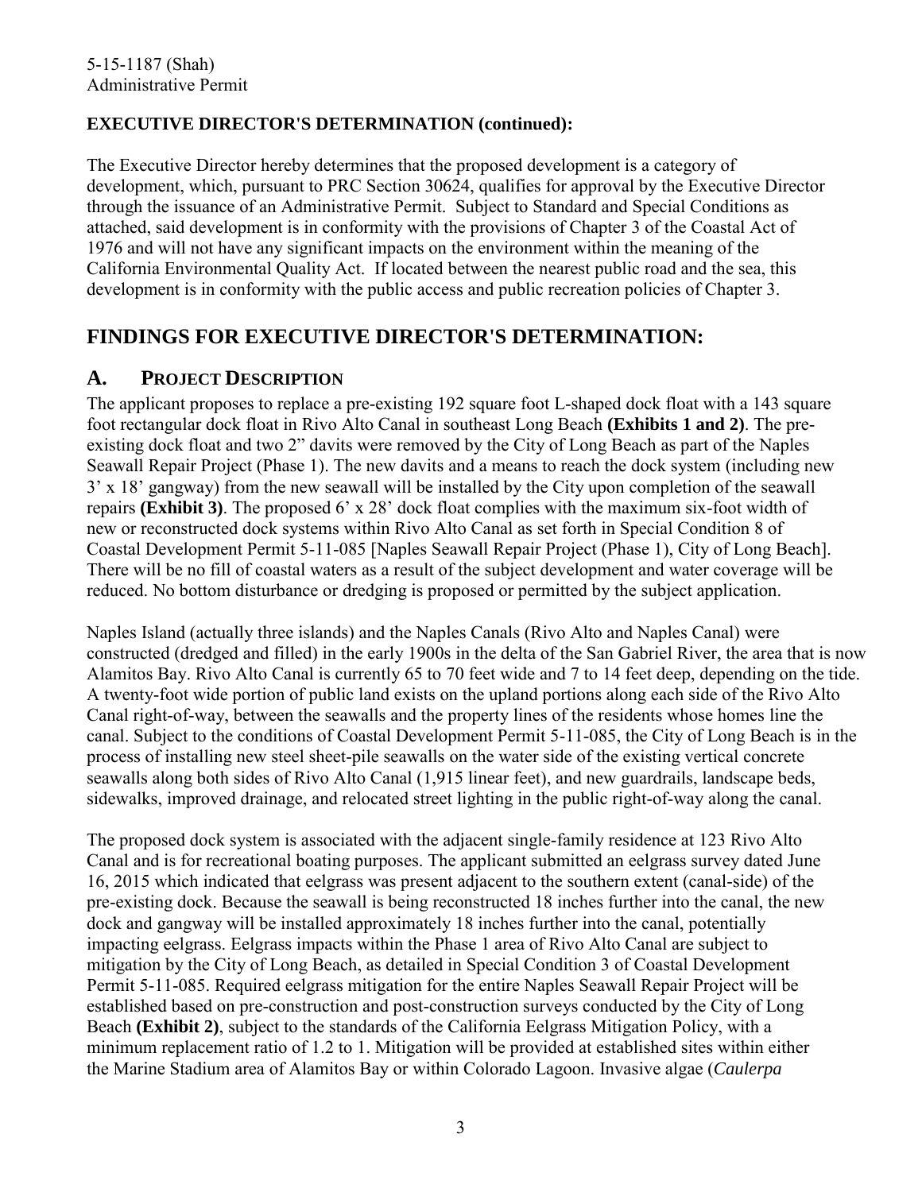**EXECUTIVE DIRECTOR'S DETERMINATION (continued):**

The Executive Director hereby determines that the proposed development is a category of development, which, pursuant to PRC Section 30624, qualifies for approval by the Executive Director through the issuance of an Administrative Permit. Subject to Standard and Special Conditions as attached, said development is in conformity with the provisions of Chapter 3 of the Coastal Act of 1976 and will not have any significant impacts on the environment within the meaning of the California Environmental Quality Act. If located between the nearest public road and the sea, this development is in conformity with the public access and public recreation policies of Chapter 3.

# FINDINGS FOR EXECUTIVE DIRECTOR'S DETERMINATION:

## A. PROJECT DESCRIPTION

The applicant proposes to replace a pre-existing 192 square foot L-shaped dock float with a 143 square foot rectangular dock float in Rivo Alto Canal in southeast Long Beach **(Exhibits 1 and 2)**. The pre-existing dock float and two 2" davits were removed by the City of Long Beach as part of the Naples Seawall Repair Project (Phase 1). The new davits and a means to reach the dock system (including new 3' x 18' gangway) from the new seawall will be installed by the City upon completion of the seawall repairs **(Exhibit 3)**. The proposed 6' x 28' dock float complies with the maximum six-foot width of new or reconstructed dock systems within Rivo Alto Canal as set forth in Special Condition 8 of Coastal Development Permit 5-11-085 [Naples Seawall Repair Project (Phase 1), City of Long Beach]. There will be no fill of coastal waters as a result of the subject development and water coverage will be reduced. No bottom disturbance or dredging is proposed or permitted by the subject application.

Naples Island (actually three islands) and the Naples Canals (Rivo Alto and Naples Canal) were constructed (dredged and filled) in the early 1900s in the delta of the San Gabriel River, the area that is now Alamitos Bay. Rivo Alto Canal is currently 65 to 70 feet wide and 7 to 14 feet deep, depending on the tide. A twenty-foot wide portion of public land exists on the upland portions along each side of the Rivo Alto Canal right-of-way, between the seawalls and the property lines of the residents whose homes line the canal. Subject to the conditions of Coastal Development Permit 5-11-085, the City of Long Beach is in the process of installing new steel sheet-pile seawalls on the water side of the existing vertical concrete seawalls along both sides of Rivo Alto Canal (1,915 linear feet), and new guardrails, landscape beds, sidewalks, improved drainage, and relocated street lighting in the public right-of-way along the canal.

The proposed dock system is associated with the adjacent single-family residence at 123 Rivo Alto Canal and is for recreational boating purposes. The applicant submitted an eelgrass survey dated June 16, 2015 which indicated that eelgrass was present adjacent to the southern extent (canal-side) of the pre-existing dock. Because the seawall is being reconstructed 18 inches further into the canal, the new dock and gangway will be installed approximately 18 inches further into the canal, potentially impacting eelgrass. Eelgrass impacts within the Phase 1 area of Rivo Alto Canal are subject to mitigation by the City of Long Beach, as detailed in Special Condition 3 of Coastal Development Permit 5-11-085. Required eelgrass mitigation for the entire Naples Seawall Repair Project will be established based on pre-construction and post-construction surveys conducted by the City of Long Beach **(Exhibit 2)**, subject to the standards of the California Eelgrass Mitigation Policy, with a minimum replacement ratio of 1.2 to 1. Mitigation will be provided at established sites within either the Marine Stadium area of Alamitos Bay or within Colorado Lagoon. Invasive algae (*Caulerpa*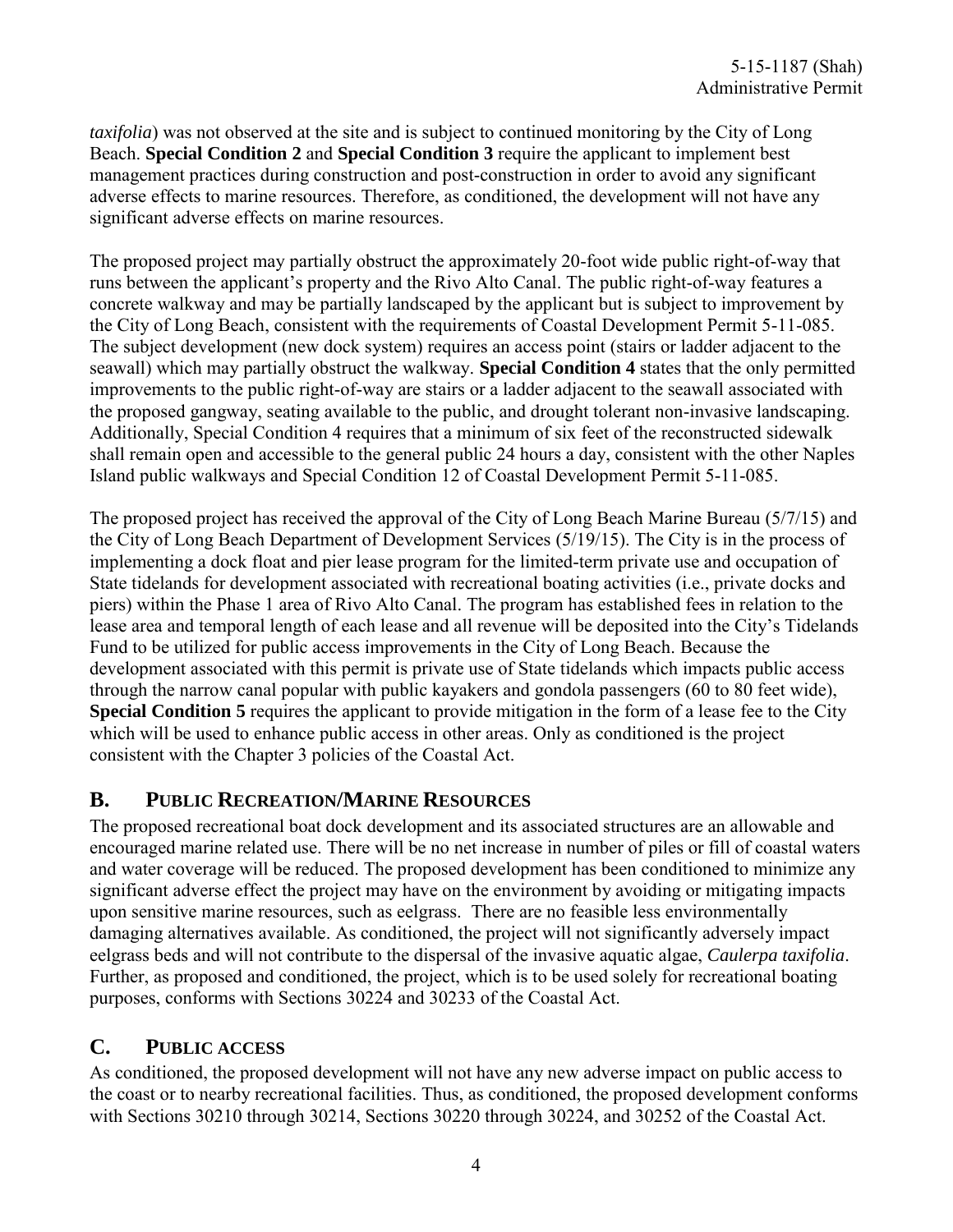*taxifolia*) was not observed at the site and is subject to continued monitoring by the City of Long Beach. **Special Condition 2** and **Special Condition 3** require the applicant to implement best management practices during construction and post-construction in order to avoid any significant adverse effects to marine resources. Therefore, as conditioned, the development will not have any significant adverse effects on marine resources.

The proposed project may partially obstruct the approximately 20-foot wide public right-of-way that runs between the applicant's property and the Rivo Alto Canal. The public right-of-way features a concrete walkway and may be partially landscaped by the applicant but is subject to improvement by the City of Long Beach, consistent with the requirements of Coastal Development Permit 5-11-085. The subject development (new dock system) requires an access point (stairs or ladder adjacent to the seawall) which may partially obstruct the walkway. **Special Condition 4** states that the only permitted improvements to the public right-of-way are stairs or a ladder adjacent to the seawall associated with the proposed gangway, seating available to the public, and drought tolerant non-invasive landscaping. Additionally, Special Condition 4 requires that a minimum of six feet of the reconstructed sidewalk shall remain open and accessible to the general public 24 hours a day, consistent with the other Naples Island public walkways and Special Condition 12 of Coastal Development Permit 5-11-085.

The proposed project has received the approval of the City of Long Beach Marine Bureau (5/7/15) and the City of Long Beach Department of Development Services (5/19/15). The City is in the process of implementing a dock float and pier lease program for the limited-term private use and occupation of State tidelands for development associated with recreational boating activities (i.e., private docks and piers) within the Phase 1 area of Rivo Alto Canal. The program has established fees in relation to the lease area and temporal length of each lease and all revenue will be deposited into the City's Tidelands Fund to be utilized for public access improvements in the City of Long Beach. Because the development associated with this permit is private use of State tidelands which impacts public access through the narrow canal popular with public kayakers and gondola passengers (60 to 80 feet wide), **Special Condition 5** requires the applicant to provide mitigation in the form of a lease fee to the City which will be used to enhance public access in other areas. Only as conditioned is the project consistent with the Chapter 3 policies of the Coastal Act.

## B. PUBLIC RECREATION/MARINE RESOURCES

The proposed recreational boat dock development and its associated structures are an allowable and encouraged marine related use. There will be no net increase in number of piles or fill of coastal waters and water coverage will be reduced. The proposed development has been conditioned to minimize any significant adverse effect the project may have on the environment by avoiding or mitigating impacts upon sensitive marine resources, such as eelgrass. There are no feasible less environmentally damaging alternatives available. As conditioned, the project will not significantly adversely impact eelgrass beds and will not contribute to the dispersal of the invasive aquatic algae, *Caulerpa taxifolia*. Further, as proposed and conditioned, the project, which is to be used solely for recreational boating purposes, conforms with Sections 30224 and 30233 of the Coastal Act.

## C. PUBLIC ACCESS

As conditioned, the proposed development will not have any new adverse impact on public access to the coast or to nearby recreational facilities. Thus, as conditioned, the proposed development conforms with Sections 30210 through 30214, Sections 30220 through 30224, and 30252 of the Coastal Act.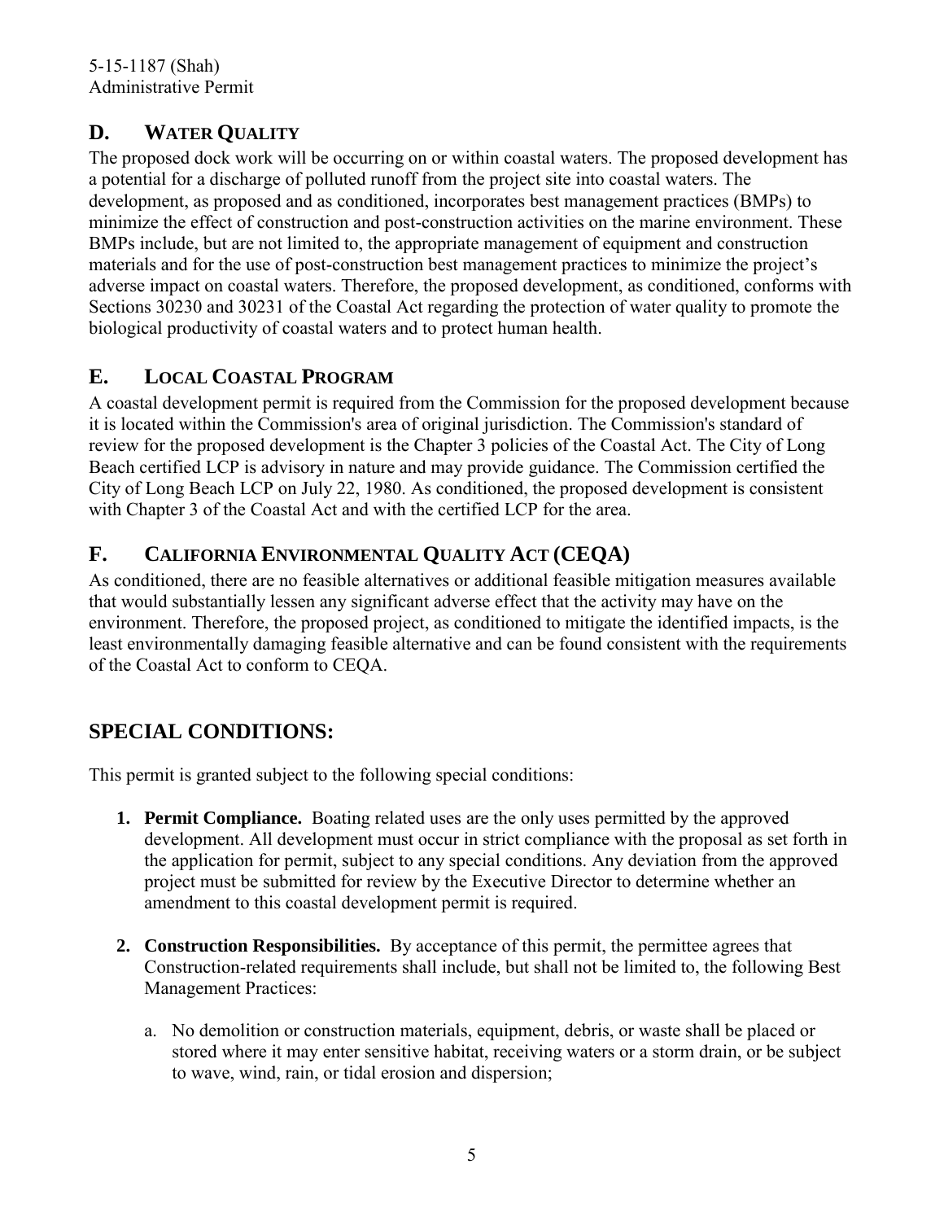## D. WATER QUALITY

The proposed dock work will be occurring on or within coastal waters. The proposed development has a potential for a discharge of polluted runoff from the project site into coastal waters. The development, as proposed and as conditioned, incorporates best management practices (BMPs) to minimize the effect of construction and post-construction activities on the marine environment. These BMPs include, but are not limited to, the appropriate management of equipment and construction materials and for the use of post-construction best management practices to minimize the project's adverse impact on coastal waters. Therefore, the proposed development, as conditioned, conforms with Sections 30230 and 30231 of the Coastal Act regarding the protection of water quality to promote the biological productivity of coastal waters and to protect human health.

## E. LOCAL COASTAL PROGRAM

A coastal development permit is required from the Commission for the proposed development because it is located within the Commission's area of original jurisdiction. The Commission's standard of review for the proposed development is the Chapter 3 policies of the Coastal Act. The City of Long Beach certified LCP is advisory in nature and may provide guidance. The Commission certified the City of Long Beach LCP on July 22, 1980. As conditioned, the proposed development is consistent with Chapter 3 of the Coastal Act and with the certified LCP for the area.

## F. CALIFORNIA ENVIRONMENTAL QUALITY ACT (CEQA)

As conditioned, there are no feasible alternatives or additional feasible mitigation measures available that would substantially lessen any significant adverse effect that the activity may have on the environment. Therefore, the proposed project, as conditioned to mitigate the identified impacts, is the least environmentally damaging feasible alternative and can be found consistent with the requirements of the Coastal Act to conform to CEQA.

# SPECIAL CONDITIONS:

This permit is granted subject to the following special conditions:

1. **Permit Compliance.** Boating related uses are the only uses permitted by the approved development. All development must occur in strict compliance with the proposal as set forth in the application for permit, subject to any special conditions. Any deviation from the approved project must be submitted for review by the Executive Director to determine whether an amendment to this coastal development permit is required.

2. **Construction Responsibilities.** By acceptance of this permit, the permittee agrees that Construction-related requirements shall include, but shall not be limited to, the following Best Management Practices:

   a. No demolition or construction materials, equipment, debris, or waste shall be placed or stored where it may enter sensitive habitat, receiving waters or a storm drain, or be subject to wave, wind, rain, or tidal erosion and dispersion;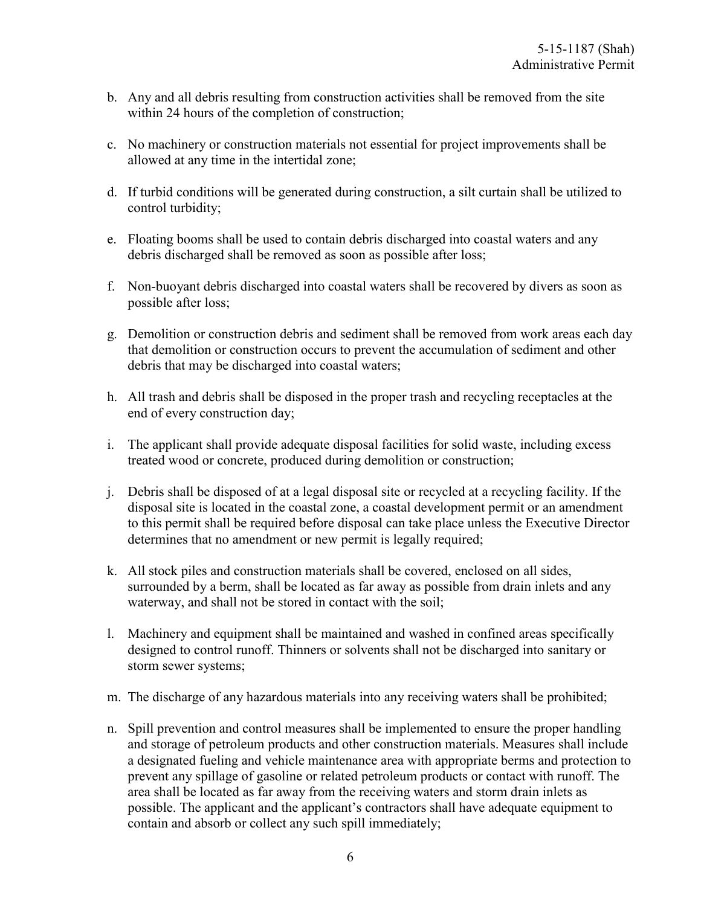b. Any and all debris resulting from construction activities shall be removed from the site within 24 hours of the completion of construction;

c. No machinery or construction materials not essential for project improvements shall be allowed at any time in the intertidal zone;

d. If turbid conditions will be generated during construction, a silt curtain shall be utilized to control turbidity;

e. Floating booms shall be used to contain debris discharged into coastal waters and any debris discharged shall be removed as soon as possible after loss;

f. Non-buoyant debris discharged into coastal waters shall be recovered by divers as soon as possible after loss;

g. Demolition or construction debris and sediment shall be removed from work areas each day that demolition or construction occurs to prevent the accumulation of sediment and other debris that may be discharged into coastal waters;

h. All trash and debris shall be disposed in the proper trash and recycling receptacles at the end of every construction day;

i. The applicant shall provide adequate disposal facilities for solid waste, including excess treated wood or concrete, produced during demolition or construction;

j. Debris shall be disposed of at a legal disposal site or recycled at a recycling facility. If the disposal site is located in the coastal zone, a coastal development permit or an amendment to this permit shall be required before disposal can take place unless the Executive Director determines that no amendment or new permit is legally required;

k. All stock piles and construction materials shall be covered, enclosed on all sides, surrounded by a berm, shall be located as far away as possible from drain inlets and any waterway, and shall not be stored in contact with the soil;

l. Machinery and equipment shall be maintained and washed in confined areas specifically designed to control runoff. Thinners or solvents shall not be discharged into sanitary or storm sewer systems;

m. The discharge of any hazardous materials into any receiving waters shall be prohibited;

n. Spill prevention and control measures shall be implemented to ensure the proper handling and storage of petroleum products and other construction materials. Measures shall include a designated fueling and vehicle maintenance area with appropriate berms and protection to prevent any spillage of gasoline or related petroleum products or contact with runoff. The area shall be located as far away from the receiving waters and storm drain inlets as possible. The applicant and the applicant's contractors shall have adequate equipment to contain and absorb or collect any such spill immediately;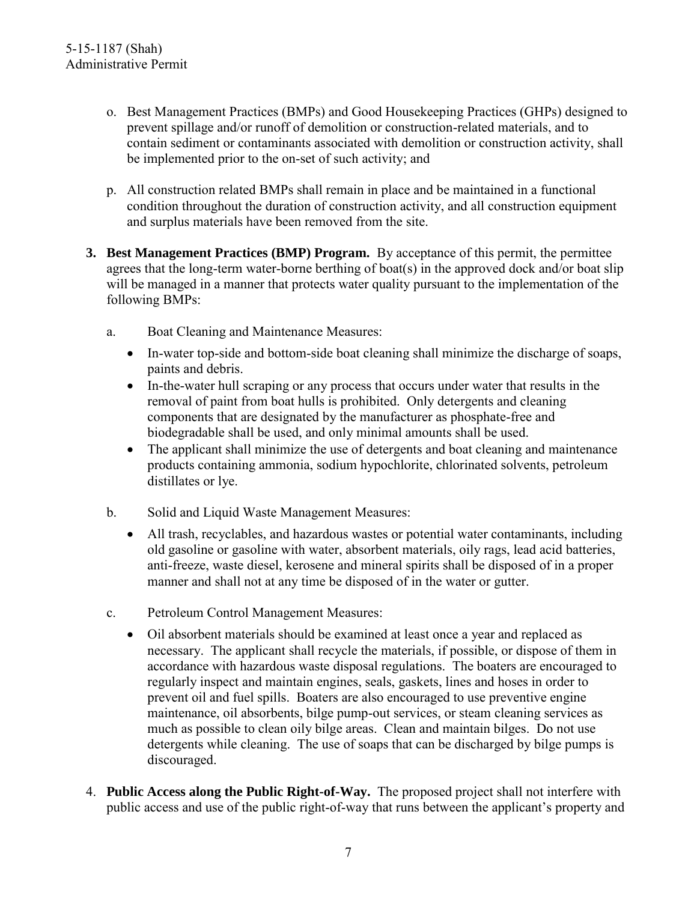o. Best Management Practices (BMPs) and Good Housekeeping Practices (GHPs) designed to prevent spillage and/or runoff of demolition or construction-related materials, and to contain sediment or contaminants associated with demolition or construction activity, shall be implemented prior to the on-set of such activity; and

p. All construction related BMPs shall remain in place and be maintained in a functional condition throughout the duration of construction activity, and all construction equipment and surplus materials have been removed from the site.

**3. Best Management Practices (BMP) Program.** By acceptance of this permit, the permittee agrees that the long-term water-borne berthing of boat(s) in the approved dock and/or boat slip will be managed in a manner that protects water quality pursuant to the implementation of the following BMPs:

a. Boat Cleaning and Maintenance Measures:

- In-water top-side and bottom-side boat cleaning shall minimize the discharge of soaps, paints and debris.
- In-the-water hull scraping or any process that occurs under water that results in the removal of paint from boat hulls is prohibited. Only detergents and cleaning components that are designated by the manufacturer as phosphate-free and biodegradable shall be used, and only minimal amounts shall be used.
- The applicant shall minimize the use of detergents and boat cleaning and maintenance products containing ammonia, sodium hypochlorite, chlorinated solvents, petroleum distillates or lye.

b. Solid and Liquid Waste Management Measures:

- All trash, recyclables, and hazardous wastes or potential water contaminants, including old gasoline or gasoline with water, absorbent materials, oily rags, lead acid batteries, anti-freeze, waste diesel, kerosene and mineral spirits shall be disposed of in a proper manner and shall not at any time be disposed of in the water or gutter.

c. Petroleum Control Management Measures:

- Oil absorbent materials should be examined at least once a year and replaced as necessary. The applicant shall recycle the materials, if possible, or dispose of them in accordance with hazardous waste disposal regulations. The boaters are encouraged to regularly inspect and maintain engines, seals, gaskets, lines and hoses in order to prevent oil and fuel spills. Boaters are also encouraged to use preventive engine maintenance, oil absorbents, bilge pump-out services, or steam cleaning services as much as possible to clean oily bilge areas. Clean and maintain bilges. Do not use detergents while cleaning. The use of soaps that can be discharged by bilge pumps is discouraged.

4. **Public Access along the Public Right-of-Way.** The proposed project shall not interfere with public access and use of the public right-of-way that runs between the applicant's property and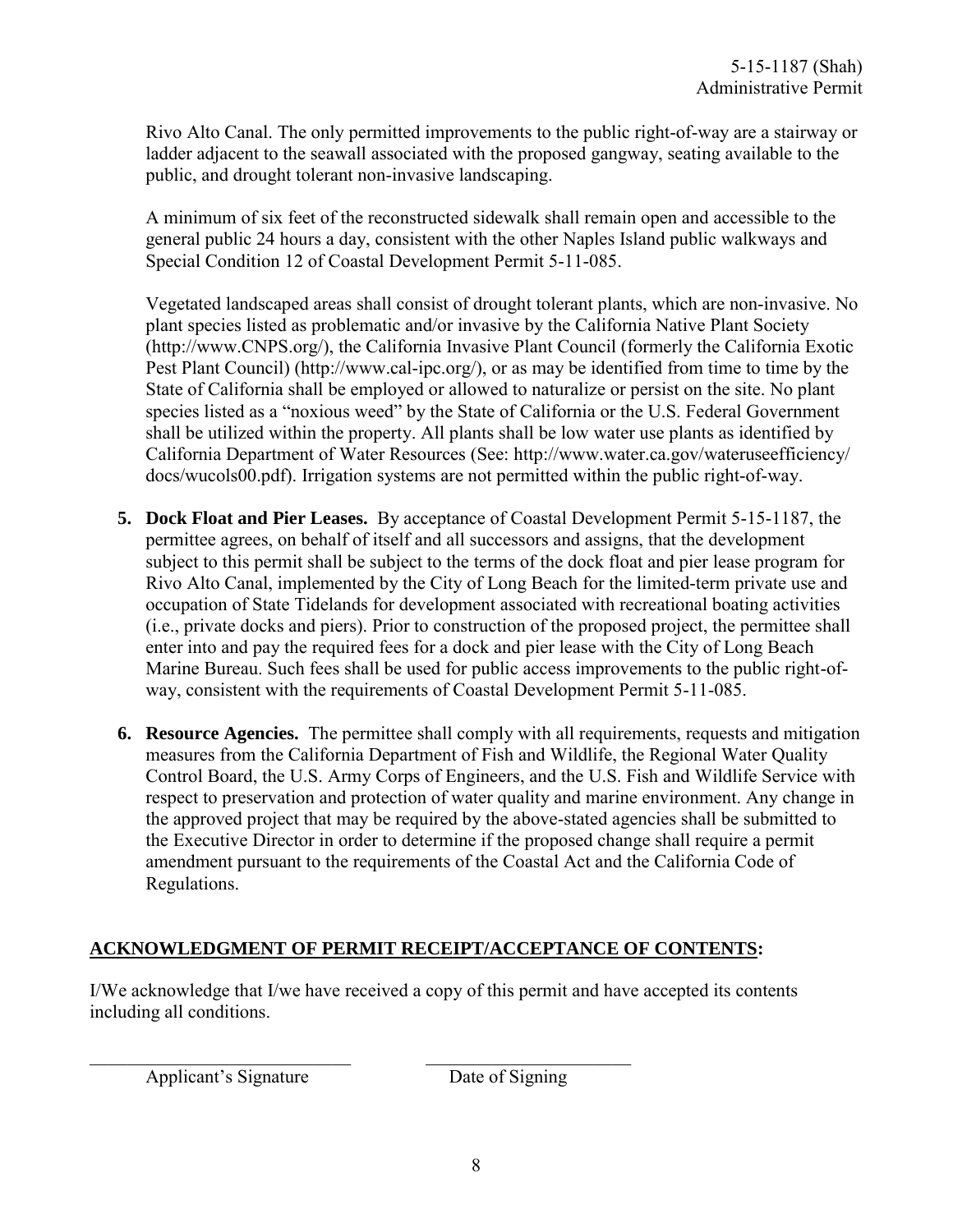Rivo Alto Canal. The only permitted improvements to the public right-of-way are a stairway or ladder adjacent to the seawall associated with the proposed gangway, seating available to the public, and drought tolerant non-invasive landscaping.

A minimum of six feet of the reconstructed sidewalk shall remain open and accessible to the general public 24 hours a day, consistent with the other Naples Island public walkways and Special Condition 12 of Coastal Development Permit 5-11-085.

Vegetated landscaped areas shall consist of drought tolerant plants, which are non-invasive. No plant species listed as problematic and/or invasive by the California Native Plant Society (http://www.CNPS.org/), the California Invasive Plant Council (formerly the California Exotic Pest Plant Council) (http://www.cal-ipc.org/), or as may be identified from time to time by the State of California shall be employed or allowed to naturalize or persist on the site. No plant species listed as a "noxious weed" by the State of California or the U.S. Federal Government shall be utilized within the property. All plants shall be low water use plants as identified by California Department of Water Resources (See: http://www.water.ca.gov/wateruseefficiency/docs/wucols00.pdf). Irrigation systems are not permitted within the public right-of-way.

5. **Dock Float and Pier Leases.** By acceptance of Coastal Development Permit 5-15-1187, the permittee agrees, on behalf of itself and all successors and assigns, that the development subject to this permit shall be subject to the terms of the dock float and pier lease program for Rivo Alto Canal, implemented by the City of Long Beach for the limited-term private use and occupation of State Tidelands for development associated with recreational boating activities (i.e., private docks and piers). Prior to construction of the proposed project, the permittee shall enter into and pay the required fees for a dock and pier lease with the City of Long Beach Marine Bureau. Such fees shall be used for public access improvements to the public right-of-way, consistent with the requirements of Coastal Development Permit 5-11-085.

6. **Resource Agencies.** The permittee shall comply with all requirements, requests and mitigation measures from the California Department of Fish and Wildlife, the Regional Water Quality Control Board, the U.S. Army Corps of Engineers, and the U.S. Fish and Wildlife Service with respect to preservation and protection of water quality and marine environment. Any change in the approved project that may be required by the above-stated agencies shall be submitted to the Executive Director in order to determine if the proposed change shall require a permit amendment pursuant to the requirements of the Coastal Act and the California Code of Regulations.

## ACKNOWLEDGMENT OF PERMIT RECEIPT/ACCEPTANCE OF CONTENTS:

I/We acknowledge that I/we have received a copy of this permit and have accepted its contents including all conditions.

\_\_\_\_\_\_\_\_\_\_\_\_\_\_\_\_\_\_\_\_\_\_\_\_\_\_\_\_ \_\_\_\_\_\_\_\_\_\_\_\_\_\_\_\_\_\_\_\_\_\_\_\_

Applicant's Signature Date of Signing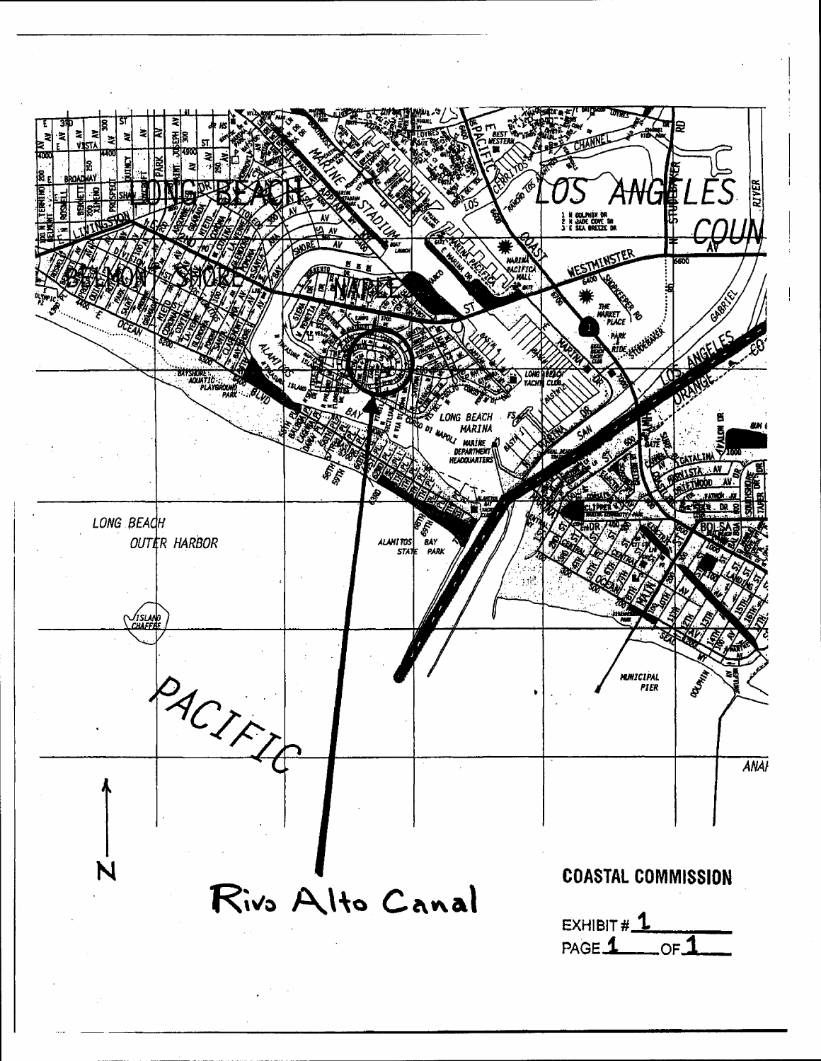Rivo Alto Canal

COASTAL COMMISSION

EXHIBIT # 1
PAGE 1 OF 1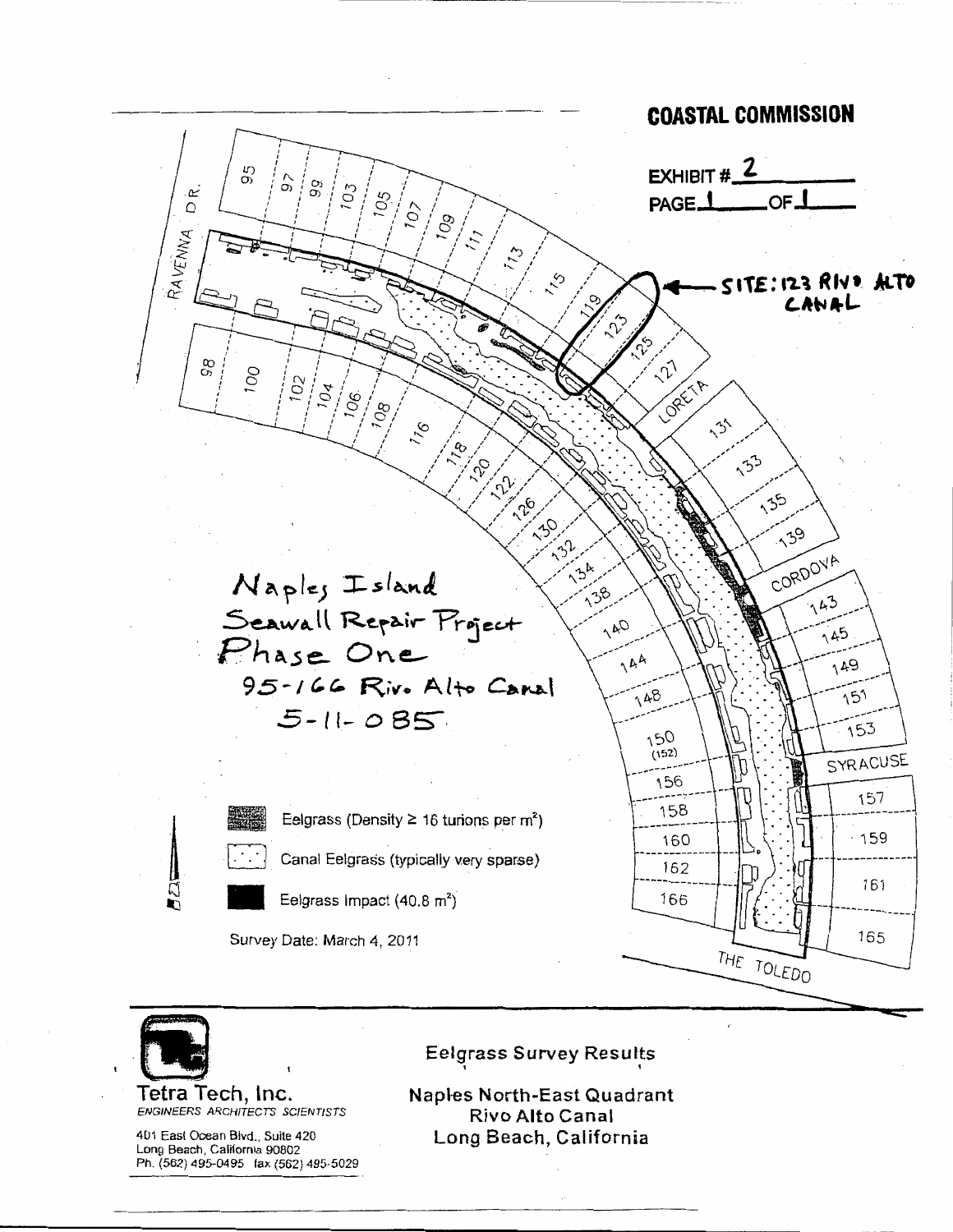**COASTAL COMMISSION**

EXHIBIT # 2
PAGE 1 OF 1

SITE: 123 RIVO ALTO CANAL

Naples Island Seawall Repair Project Phase One
95-166 Rivo Alto Canal
5-11-085

RAVENNA DR.

95, 97, 99, 103, 105, 107, 109, 111, 113, 115, 119, 123, 125, 127, LORETA, 131, 133, 135, 139, CORDOVA, 143, 145, 149, 151, 153, SYRACUSE, 157, 159, 161, 165

98, 100, 102, 104, 106, 108, 116, 118, 120, 122, 126, 130, 132, 134, 138, 140, 144, 148, 150 (152), 156, 158, 160, 162, 166

THE TOLEDO

N

- Eelgrass (Density ≥ 16 turions per $m^2$)
- Canal Eelgrass (typically very sparse)
- Eelgrass Impact (40.8 $m^2$)

Survey Date: March 4, 2011

**Tetra Tech, Inc.**
*ENGINEERS ARCHITECTS SCIENTISTS*

401 East Ocean Blvd., Suite 420
Long Beach, California 90802
Ph. (562) 495-0495 fax (562) 495-5029

**Eelgrass Survey Results**

**Naples North-East Quadrant**
**Rivo Alto Canal**
**Long Beach, California**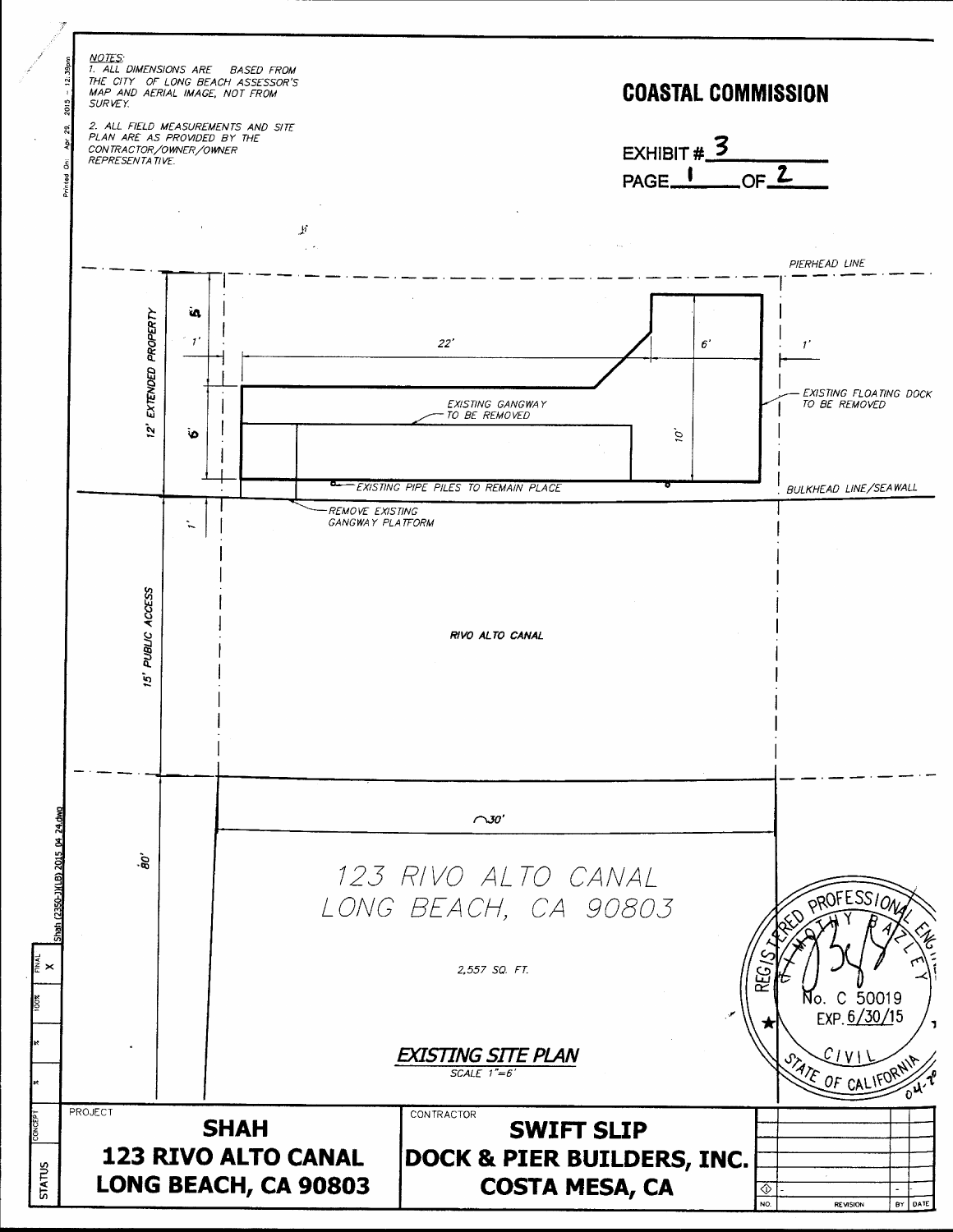NOTES:
1. ALL DIMENSIONS ARE BASED FROM THE CITY OF LONG BEACH ASSESSOR'S MAP AND AERIAL IMAGE, NOT FROM SURVEY.
2. ALL FIELD MEASUREMENTS AND SITE PLAN ARE AS PROVIDED BY THE CONTRACTOR/OWNER/OWNER REPRESENTATIVE.

**COASTAL COMMISSION**

EXHIBIT # 3

PAGE 1 OF 2

PIERHEAD LINE

12' EXTENDED PROPERTY

5'

1'

22'

6'

1'

EXISTING FLOATING DOCK TO BE REMOVED

EXISTING GANGWAY TO BE REMOVED

6'

10'

EXISTING PIPE PILES TO REMAIN PLACE

BULKHEAD LINE/SEAWALL

REMOVE EXISTING GANGWAY PLATFORM

1'

15' PUBLIC ACCESS

RIVO ALTO CANAL

~30'

80'

123 RIVO ALTO CANAL
LONG BEACH, CA 90803

2,557 SQ. FT.

**EXISTING SITE PLAN**
SCALE 1"=6'

REGISTERED PROFESSIONAL ENGINEER
TIMOTHY BAZLEY
No. C 50019
EXP. 6/30/15
CIVIL
STATE OF CALIFORNIA

| PROJECT | CONTRACTOR |
| --- | --- |
| **SHAH** **123 RIVO ALTO CANAL** **LONG BEACH, CA 90803** | **SWIFT SLIP** **DOCK & PIER BUILDERS, INC.** **COSTA MESA, CA** |

| NO. | REVISION | BY | DATE |
| --- | --- | --- | --- |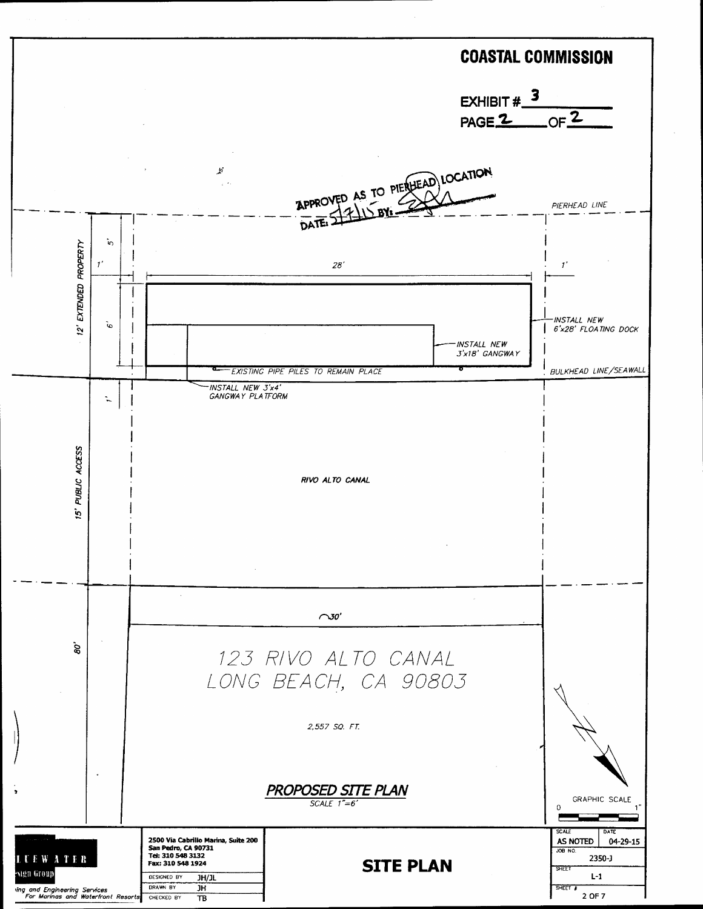# COASTAL COMMISSION

EXHIBIT # 3

PAGE 2 OF 2

APPROVED AS TO PIERHEAD LOCATION

DATE: 5/7/15 BY:

PIERHEAD LINE

12' EXTENDED PROPERTY

5'

1'

28'

1'

6'

INSTALL NEW 6'x28' FLOATING DOCK

INSTALL NEW 3'x18' GANGWAY

EXISTING PIPE PILES TO REMAIN PLACE

BULKHEAD LINE/SEAWALL

INSTALL NEW 3'x4' GANGWAY PLATFORM

1'

15' PUBLIC ACCESS

RIVO ALTO CANAL

~30'

80'

123 RIVO ALTO CANAL
LONG BEACH, CA 90803

2,557 SQ. FT.

## PROPOSED SITE PLAN

SCALE 1"=6'

GRAPHIC SCALE

0 1"

LUEWATER Design Group

Planning and Engineering Services For Marinas and Waterfront Resorts

2500 Via Cabrillo Marina, Suite 200
San Pedro, CA 90731
Tel: 310 548 3132
Fax: 310 548 1924

DESIGNED BY JH/JL

DRAWN BY JH

CHECKED BY TB

## SITE PLAN

SCALE AS NOTED

DATE 04-29-15

JOB NO. 2350-J

SHEET L-1

SHEET # 2 OF 7